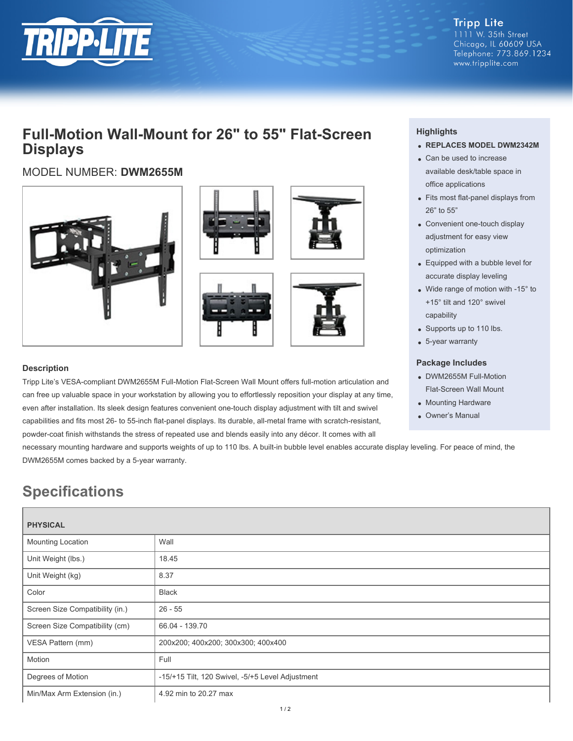Tripp Lite
1111 W. 35th Street
Chicago, IL 60609 USA
Telephone: 773.869.1234
www.tripplite.com

# Full-Motion Wall-Mount for 26" to 55" Flat-Screen Displays

MODEL NUMBER: **DWM2655M**

### Highlights

- **REPLACES MODEL DWM2342M**
- Can be used to increase available desk/table space in office applications
- Fits most flat-panel displays from 26" to 55"
- Convenient one-touch display adjustment for easy view optimization
- Equipped with a bubble level for accurate display leveling
- Wide range of motion with -15° to +15° tilt and 120° swivel capability
- Supports up to 110 lbs.
- 5-year warranty

### Package Includes

- DWM2655M Full-Motion Flat-Screen Wall Mount
- Mounting Hardware
- Owner's Manual

### Description

Tripp Lite's VESA-compliant DWM2655M Full-Motion Flat-Screen Wall Mount offers full-motion articulation and can free up valuable space in your workstation by allowing you to effortlessly reposition your display at any time, even after installation. Its sleek design features convenient one-touch display adjustment with tilt and swivel capabilities and fits most 26- to 55-inch flat-panel displays. Its durable, all-metal frame with scratch-resistant, powder-coat finish withstands the stress of repeated use and blends easily into any décor. It comes with all necessary mounting hardware and supports weights of up to 110 lbs. A built-in bubble level enables accurate display leveling. For peace of mind, the DWM2655M comes backed by a 5-year warranty.

## Specifications

| PHYSICAL | |
|---|---|
| Mounting Location | Wall |
| Unit Weight (lbs.) | 18.45 |
| Unit Weight (kg) | 8.37 |
| Color | Black |
| Screen Size Compatibility (in.) | 26 - 55 |
| Screen Size Compatibility (cm) | 66.04 - 139.70 |
| VESA Pattern (mm) | 200x200; 400x200; 300x300; 400x400 |
| Motion | Full |
| Degrees of Motion | -15/+15 Tilt, 120 Swivel, -5/+5 Level Adjustment |
| Min/Max Arm Extension (in.) | 4.92 min to 20.27 max |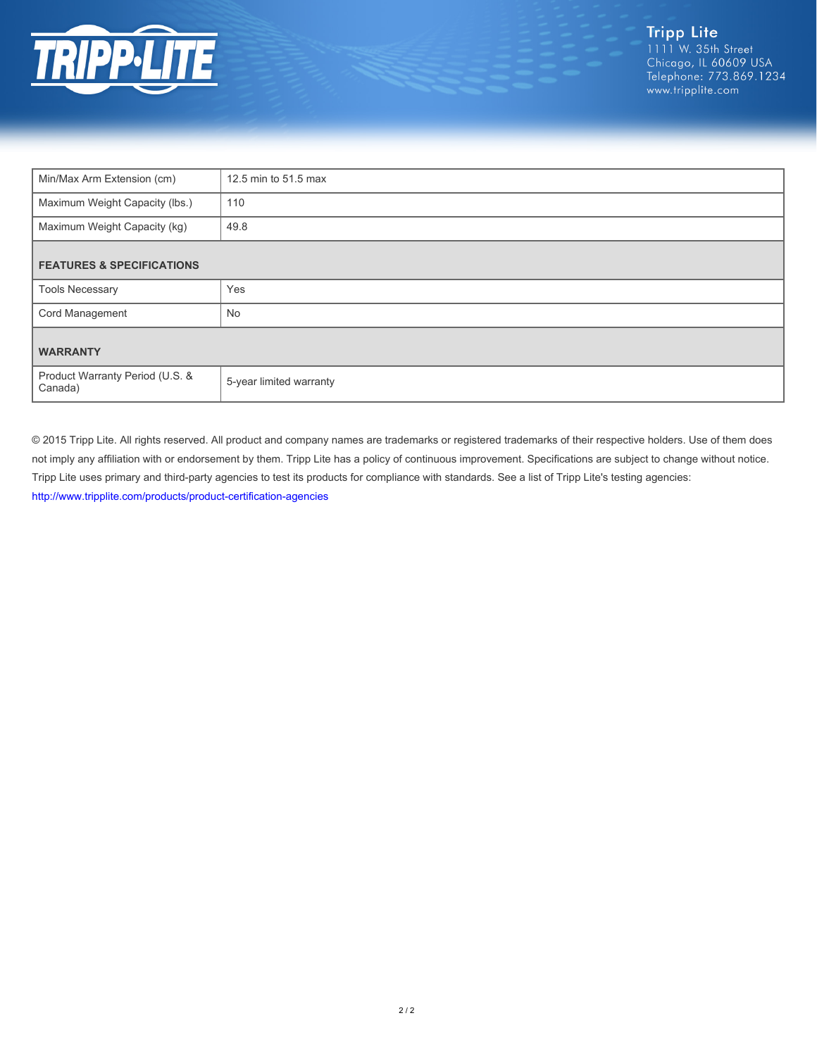| | |
|---|---|
| Min/Max Arm Extension (cm) | 12.5 min to 51.5 max |
| Maximum Weight Capacity (lbs.) | 110 |
| Maximum Weight Capacity (kg) | 49.8 |
| **FEATURES & SPECIFICATIONS** | |
| Tools Necessary | Yes |
| Cord Management | No |
| **WARRANTY** | |
| Product Warranty Period (U.S. & Canada) | 5-year limited warranty |

© 2015 Tripp Lite. All rights reserved. All product and company names are trademarks or registered trademarks of their respective holders. Use of them does not imply any affiliation with or endorsement by them. Tripp Lite has a policy of continuous improvement. Specifications are subject to change without notice. Tripp Lite uses primary and third-party agencies to test its products for compliance with standards. See a list of Tripp Lite's testing agencies: http://www.tripplite.com/products/product-certification-agencies